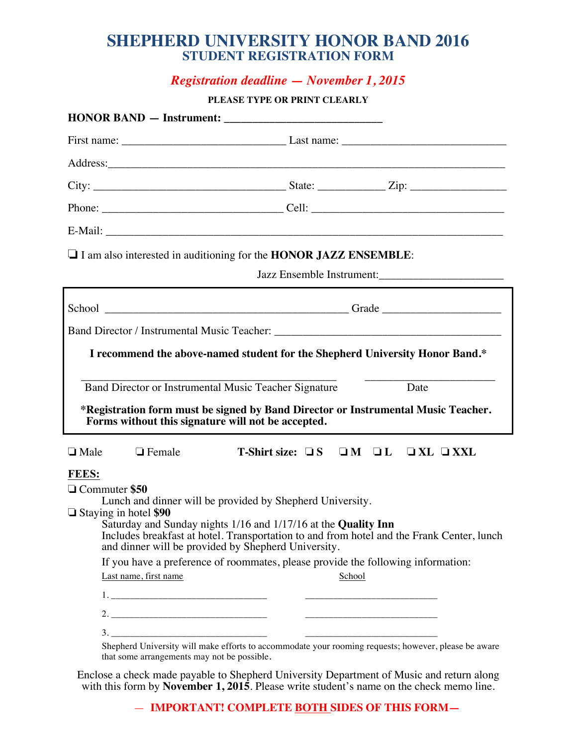# SHEPHERD UNIVERSITY HONOR BAND 2016
## STUDENT REGISTRATION FORM

***Registration deadline — November 1, 2015***

**PLEASE TYPE OR PRINT CLEARLY**

**HONOR BAND — Instrument:** ___________________________

First name: ____________________________ Last name: ____________________________

Address: ______________________________________________________________________

City: _________________________________ State: ___________ Zip: ________________

Phone: _______________________________ Cell: _________________________________

E-Mail: _______________________________________________________________________

❑ I am also interested in auditioning for the **HONOR JAZZ ENSEMBLE**:

Jazz Ensemble Instrument: ______________________

School ___________________________________________ Grade ____________________

Band Director / Instrumental Music Teacher: ________________________________________

**I recommend the above-named student for the Shepherd University Honor Band.***

_____________________________________________ ______________________

Band Director or Instrumental Music Teacher Signature Date

***Registration form must be signed by Band Director or Instrumental Music Teacher. Forms without this signature will not be accepted.**

❑ Male ❑ Female **T-Shirt size: ❑ S ❑ M ❑ L ❑ XL ❑ XXL**

**FEES:**

❑ Commuter **$50**

Lunch and dinner will be provided by Shepherd University.

❑ Staying in hotel **$90**

Saturday and Sunday nights 1/16 and 1/17/16 at the **Quality Inn**
Includes breakfast at hotel. Transportation to and from hotel and the Frank Center, lunch and dinner will be provided by Shepherd University.

If you have a preference of roommates, please provide the following information:

| Last name, first name | School |
|---|---|
| 1. ______________________________ | __________________________ |
| 2. ______________________________ | __________________________ |
| 3. ______________________________ | __________________________ |

Shepherd University will make efforts to accommodate your rooming requests; however, please be aware that some arrangements may not be possible.

Enclose a check made payable to Shepherd University Department of Music and return along with this form by **November 1, 2015**. Please write student's name on the check memo line.

**— IMPORTANT! COMPLETE BOTH SIDES OF THIS FORM—**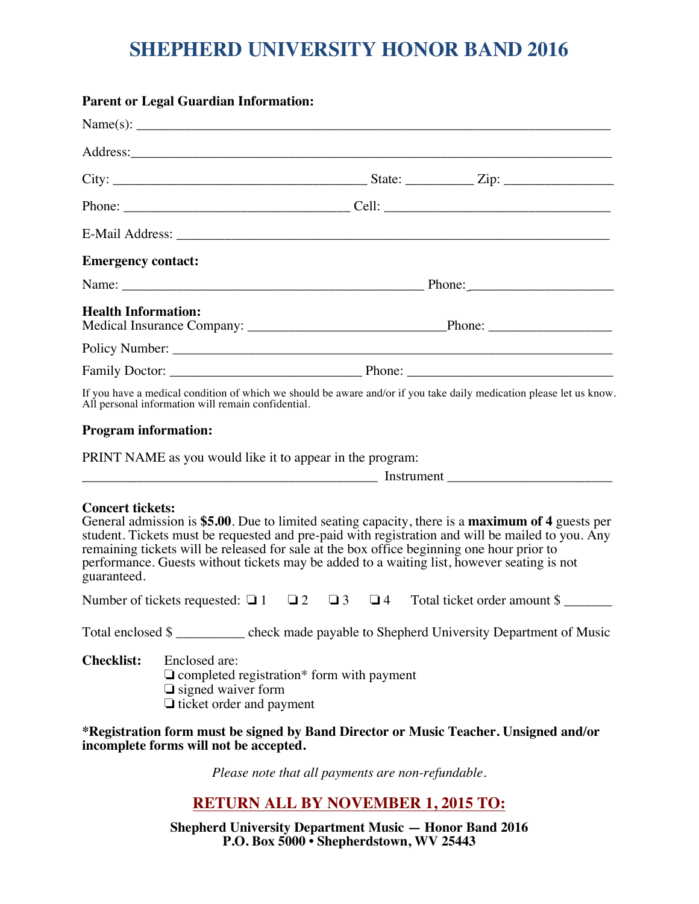# SHEPHERD UNIVERSITY HONOR BAND 2016

**Parent or Legal Guardian Information:**

Name(s): ______________________________________________________________________

Address:_______________________________________________________________________

City: _____________________________________ State: __________ Zip: ________________

Phone: _________________________________ Cell: _________________________________

E-Mail Address: _________________________________________________________________

**Emergency contact:**

Name: _____________________________________________ Phone:_____________________

**Health Information:**
Medical Insurance Company: _____________________________Phone: __________________

Policy Number: __________________________________________________________________

Family Doctor: ____________________________ Phone: ______________________________

If you have a medical condition of which we should be aware and/or if you take daily medication please let us know. All personal information will remain confidential.

**Program information:**

PRINT NAME as you would like it to appear in the program:
____________________________________________ Instrument ________________________

**Concert tickets:**
General admission is **$5.00**. Due to limited seating capacity, there is a **maximum of 4** guests per student. Tickets must be requested and pre-paid with registration and will be mailed to you. Any remaining tickets will be released for sale at the box office beginning one hour prior to performance. Guests without tickets may be added to a waiting list, however seating is not guaranteed.

Number of tickets requested: ❑ 1 ❑ 2 ❑ 3 ❑ 4 Total ticket order amount $ _______

Total enclosed $ __________ check made payable to Shepherd University Department of Music

**Checklist:** Enclosed are:
❑ completed registration* form with payment
❑ signed waiver form
❑ ticket order and payment

**\*Registration form must be signed by Band Director or Music Teacher. Unsigned and/or incomplete forms will not be accepted.**

*Please note that all payments are non-refundable.*

## RETURN ALL BY NOVEMBER 1, 2015 TO:

**Shepherd University Department Music — Honor Band 2016**
**P.O. Box 5000 • Shepherdstown, WV 25443**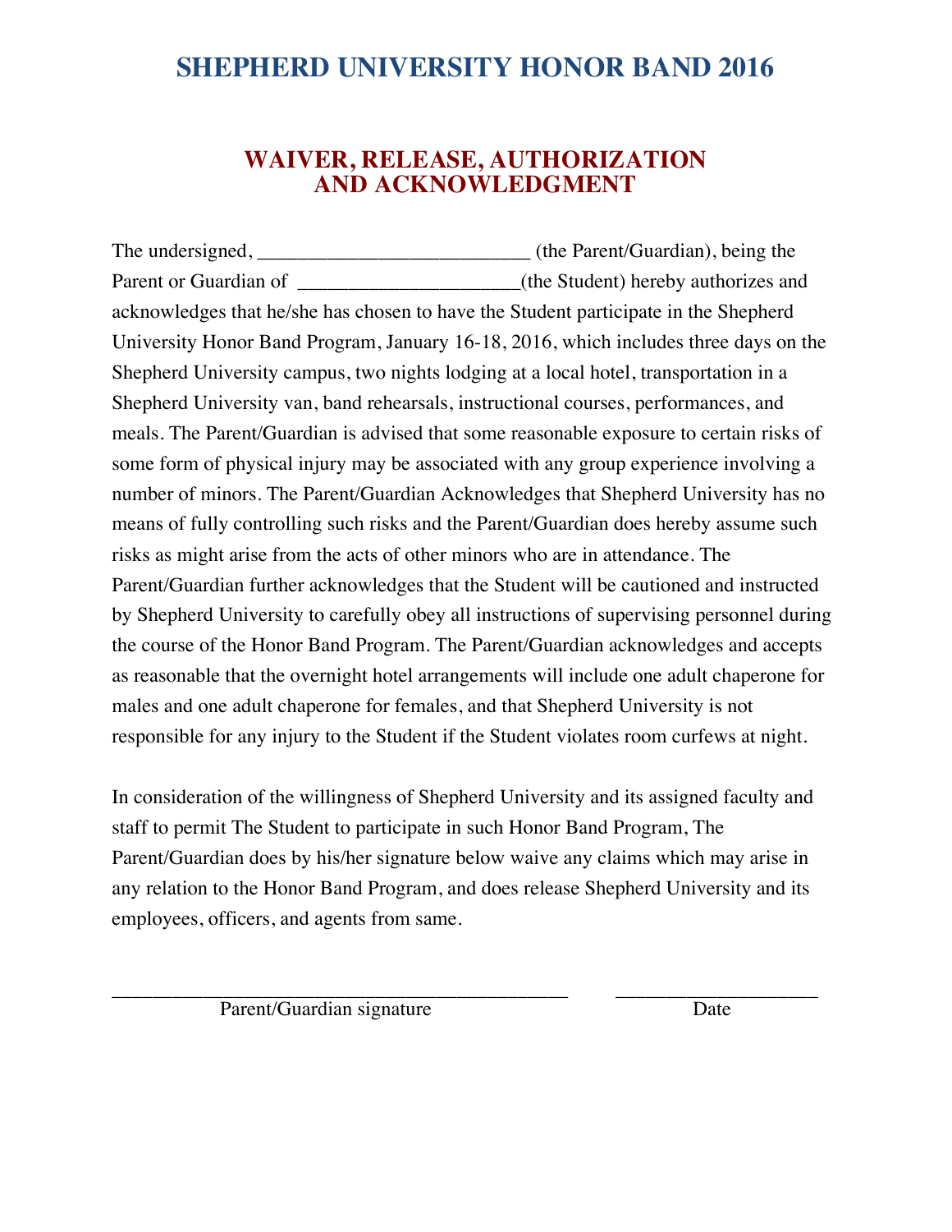# SHEPHERD UNIVERSITY HONOR BAND 2016

## WAIVER, RELEASE, AUTHORIZATION AND ACKNOWLEDGMENT

The undersigned, ___________________________ (the Parent/Guardian), being the Parent or Guardian of ______________________(the Student) hereby authorizes and acknowledges that he/she has chosen to have the Student participate in the Shepherd University Honor Band Program, January 16-18, 2016, which includes three days on the Shepherd University campus, two nights lodging at a local hotel, transportation in a Shepherd University van, band rehearsals, instructional courses, performances, and meals. The Parent/Guardian is advised that some reasonable exposure to certain risks of some form of physical injury may be associated with any group experience involving a number of minors. The Parent/Guardian Acknowledges that Shepherd University has no means of fully controlling such risks and the Parent/Guardian does hereby assume such risks as might arise from the acts of other minors who are in attendance. The Parent/Guardian further acknowledges that the Student will be cautioned and instructed by Shepherd University to carefully obey all instructions of supervising personnel during the course of the Honor Band Program. The Parent/Guardian acknowledges and accepts as reasonable that the overnight hotel arrangements will include one adult chaperone for males and one adult chaperone for females, and that Shepherd University is not responsible for any injury to the Student if the Student violates room curfews at night.

In consideration of the willingness of Shepherd University and its assigned faculty and staff to permit The Student to participate in such Honor Band Program, The Parent/Guardian does by his/her signature below waive any claims which may arise in any relation to the Honor Band Program, and does release Shepherd University and its employees, officers, and agents from same.

_____________________________________________ ____________________

Parent/Guardian signature Date